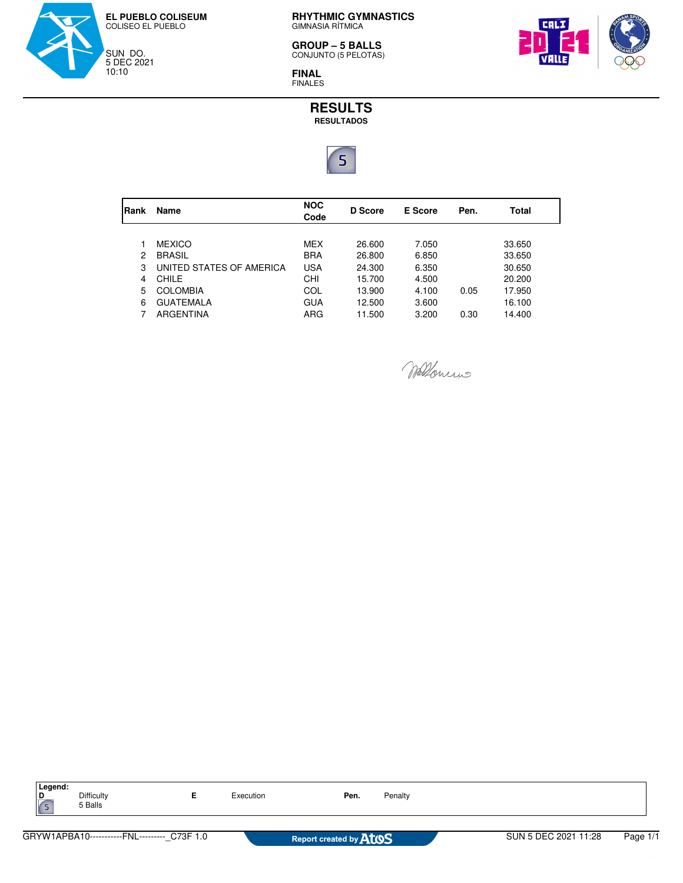**EL PUEBLO COLISEUM**
COLISEO EL PUEBLO

SUN DO.
5 DEC 2021
10:10

**RHYTHMIC GYMNASTICS**
GIMNASIA RÍTMICA

**GROUP – 5 BALLS**
CONJUNTO (5 PELOTAS)

**FINAL**
FINALES

# RESULTS
**RESULTADOS**

5

| Rank | Name | NOC Code | D Score | E Score | Pen. | Total |
|---|---|---|---|---|---|---|
| 1 | MEXICO | MEX | 26.600 | 7.050 | | 33.650 |
| 2 | BRASIL | BRA | 26.800 | 6.850 | | 33.650 |
| 3 | UNITED STATES OF AMERICA | USA | 24.300 | 6.350 | | 30.650 |
| 4 | CHILE | CHI | 15.700 | 4.500 | | 20.200 |
| 5 | COLOMBIA | COL | 13.900 | 4.100 | 0.05 | 17.950 |
| 6 | GUATEMALA | GUA | 12.500 | 3.600 | | 16.100 |
| 7 | ARGENTINA | ARG | 11.500 | 3.200 | 0.30 | 14.400 |

**Legend:**

| | | | | | |
|---|---|---|---|---|---|
| **D** | Difficulty | **E** | Execution | **Pen.** | Penalty |
| 5 | 5 Balls | | | | |

GRYW1APBA10-----------FNL---------_C73F 1.0 Report created by Atos SUN 5 DEC 2021 11:28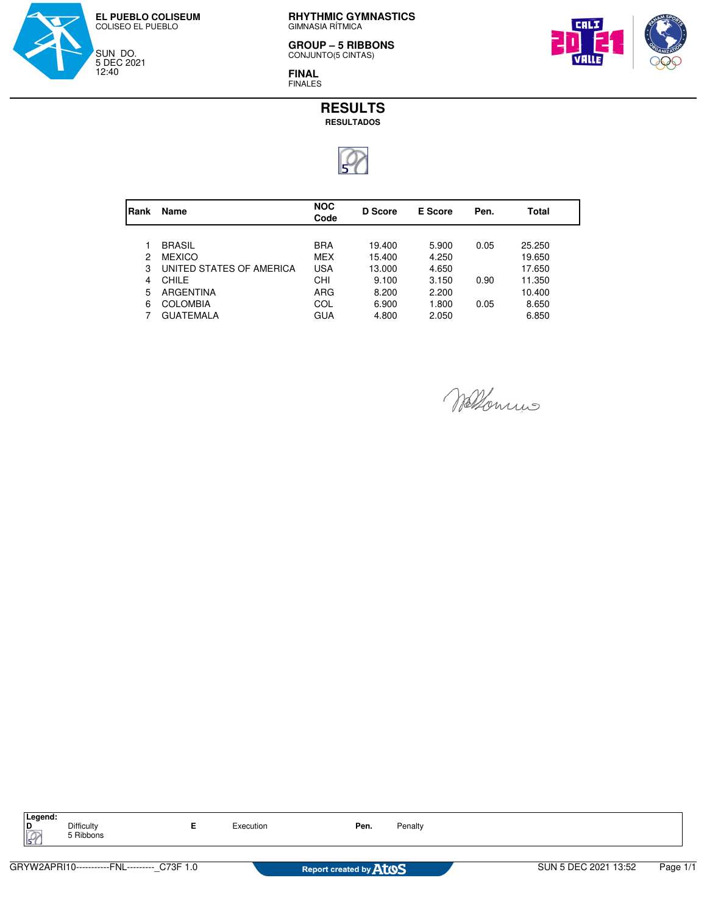**EL PUEBLO COLISEUM**
COLISEO EL PUEBLO

SUN DO.
5 DEC 2021
12:40

**RHYTHMIC GYMNASTICS**
GIMNASIA RÍTMICA

**GROUP – 5 RIBBONS**
CONJUNTO(5 CINTAS)

**FINAL**
FINALES

# RESULTS
**RESULTADOS**

| Rank | Name | NOC Code | D Score | E Score | Pen. | Total |
|---|---|---|---|---|---|---|
| 1 | BRASIL | BRA | 19.400 | 5.900 | 0.05 | 25.250 |
| 2 | MEXICO | MEX | 15.400 | 4.250 | | 19.650 |
| 3 | UNITED STATES OF AMERICA | USA | 13.000 | 4.650 | | 17.650 |
| 4 | CHILE | CHI | 9.100 | 3.150 | 0.90 | 11.350 |
| 5 | ARGENTINA | ARG | 8.200 | 2.200 | | 10.400 |
| 6 | COLOMBIA | COL | 6.900 | 1.800 | 0.05 | 8.650 |
| 7 | GUATEMALA | GUA | 4.800 | 2.050 | | 6.850 |

**Legend:**

| | | | | | |
|---|---|---|---|---|---|
| **D** | Difficulty | **E** | Execution | **Pen.** | Penalty |
| | 5 Ribbons | | | | |

GRYW2APRI10-----------FNL---------_C73F 1.0 &nbsp;&nbsp; Report created by Atos &nbsp;&nbsp; SUN 5 DEC 2021 13:52